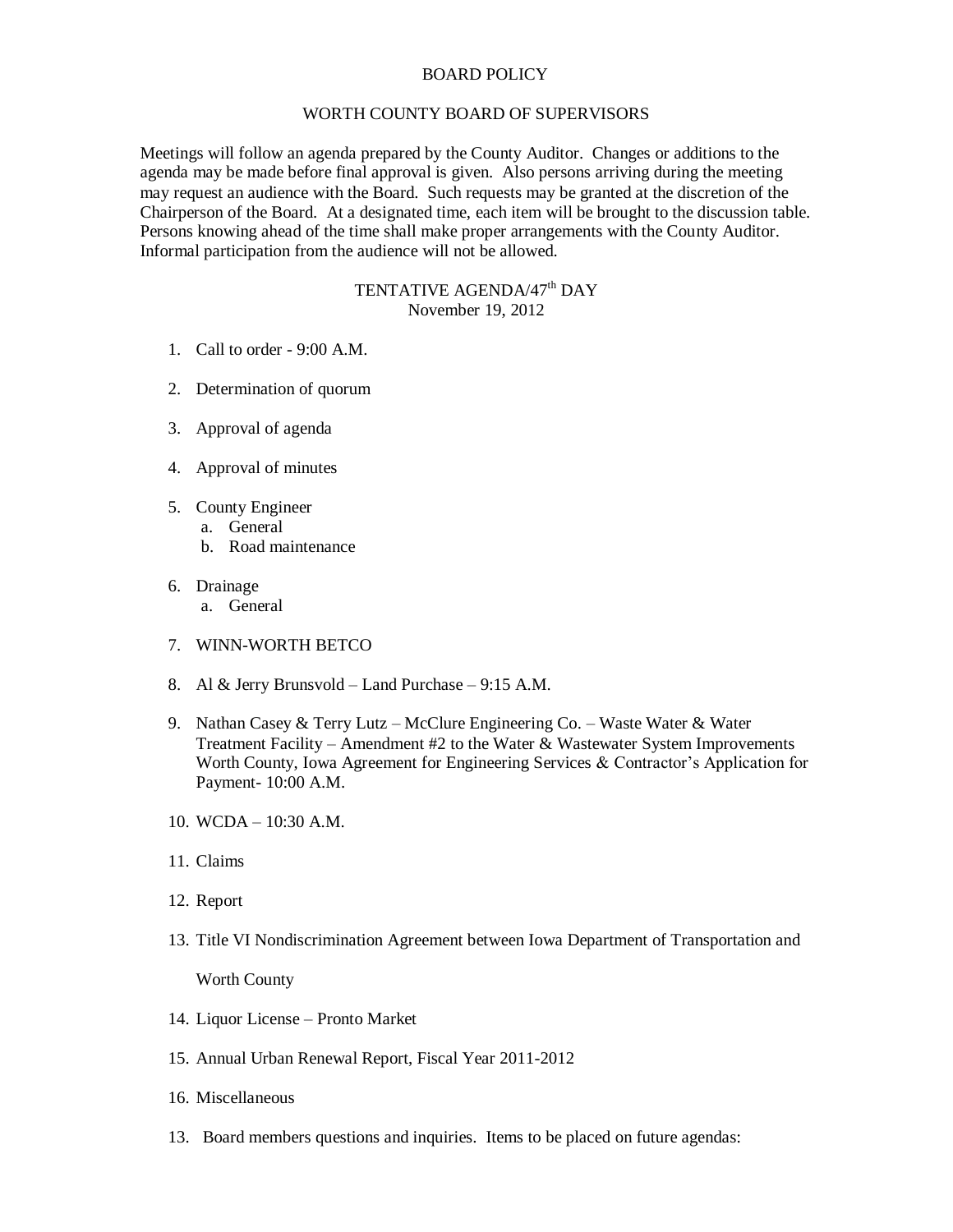# BOARD POLICY

## WORTH COUNTY BOARD OF SUPERVISORS

Meetings will follow an agenda prepared by the County Auditor. Changes or additions to the agenda may be made before final approval is given. Also persons arriving during the meeting may request an audience with the Board. Such requests may be granted at the discretion of the Chairperson of the Board. At a designated time, each item will be brought to the discussion table. Persons knowing ahead of the time shall make proper arrangements with the County Auditor. Informal participation from the audience will not be allowed.

### TENTATIVE AGENDA/47th DAY
November 19, 2012

1. Call to order - 9:00 A.M.

2. Determination of quorum

3. Approval of agenda

4. Approval of minutes

5. County Engineer
   a. General
   b. Road maintenance

6. Drainage
   a. General

7. WINN-WORTH BETCO

8. Al & Jerry Brunsvold – Land Purchase – 9:15 A.M.

9. Nathan Casey & Terry Lutz – McClure Engineering Co. – Waste Water & Water Treatment Facility – Amendment #2 to the Water & Wastewater System Improvements Worth County, Iowa Agreement for Engineering Services & Contractor's Application for Payment- 10:00 A.M.

10. WCDA – 10:30 A.M.

11. Claims

12. Report

13. Title VI Nondiscrimination Agreement between Iowa Department of Transportation and Worth County

14. Liquor License – Pronto Market

15. Annual Urban Renewal Report, Fiscal Year 2011-2012

16. Miscellaneous

13. Board members questions and inquiries. Items to be placed on future agendas: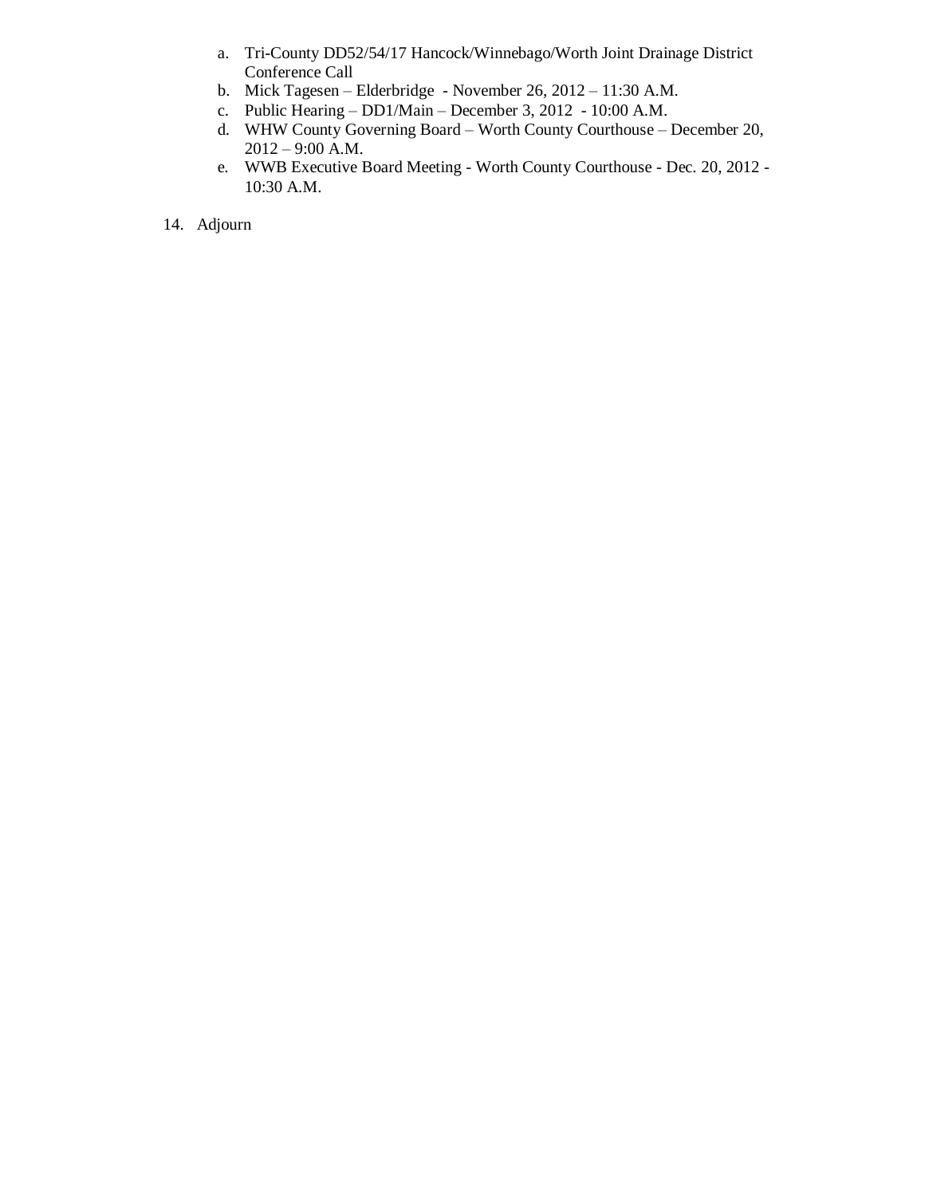a. Tri-County DD52/54/17 Hancock/Winnebago/Worth Joint Drainage District Conference Call
b. Mick Tagesen – Elderbridge - November 26, 2012 – 11:30 A.M.
c. Public Hearing – DD1/Main – December 3, 2012 - 10:00 A.M.
d. WHW County Governing Board – Worth County Courthouse – December 20, 2012 – 9:00 A.M.
e. WWB Executive Board Meeting - Worth County Courthouse - Dec. 20, 2012 - 10:30 A.M.

14. Adjourn